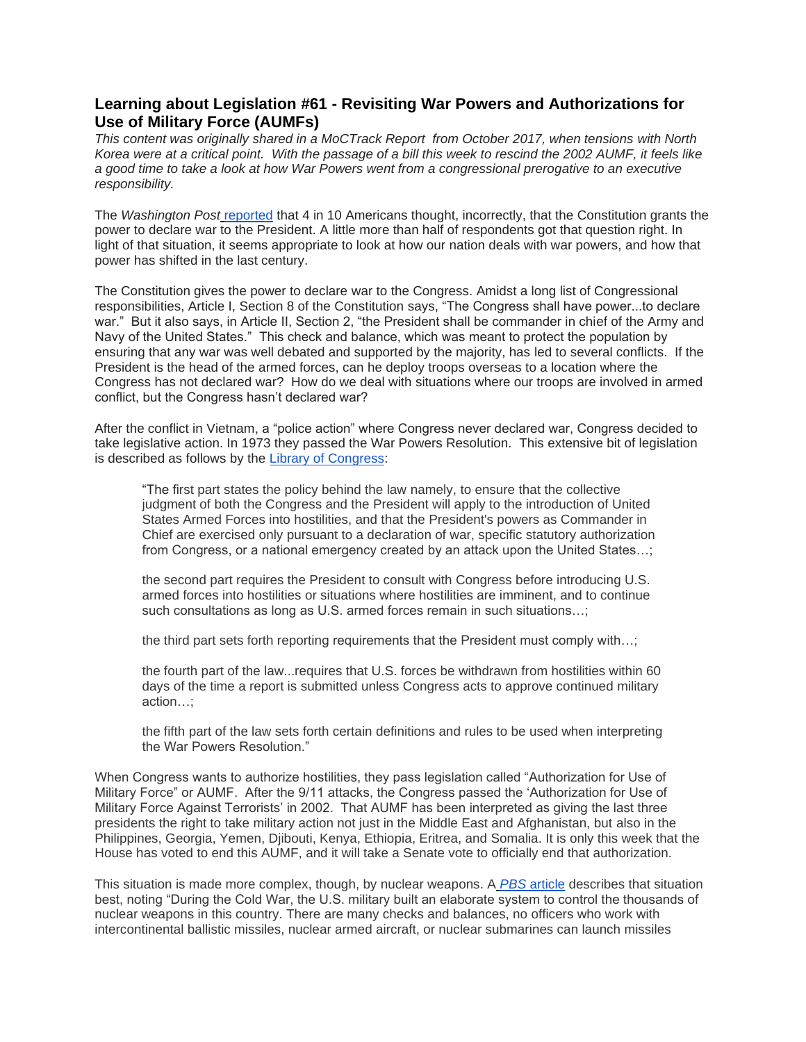## Learning about Legislation #61 - Revisiting War Powers and Authorizations for Use of Military Force (AUMFs)

*This content was originally shared in a MoCTrack Report from October 2017, when tensions with North Korea were at a critical point. With the passage of a bill this week to rescind the 2002 AUMF, it feels like a good time to take a look at how War Powers went from a congressional prerogative to an executive responsibility.*

The *Washington Post* reported that 4 in 10 Americans thought, incorrectly, that the Constitution grants the power to declare war to the President. A little more than half of respondents got that question right. In light of that situation, it seems appropriate to look at how our nation deals with war powers, and how that power has shifted in the last century.

The Constitution gives the power to declare war to the Congress. Amidst a long list of Congressional responsibilities, Article I, Section 8 of the Constitution says, "The Congress shall have power...to declare war." But it also says, in Article II, Section 2, "the President shall be commander in chief of the Army and Navy of the United States." This check and balance, which was meant to protect the population by ensuring that any war was well debated and supported by the majority, has led to several conflicts. If the President is the head of the armed forces, can he deploy troops overseas to a location where the Congress has not declared war? How do we deal with situations where our troops are involved in armed conflict, but the Congress hasn't declared war?

After the conflict in Vietnam, a "police action" where Congress never declared war, Congress decided to take legislative action. In 1973 they passed the War Powers Resolution. This extensive bit of legislation is described as follows by the Library of Congress:

> "The first part states the policy behind the law namely, to ensure that the collective judgment of both the Congress and the President will apply to the introduction of United States Armed Forces into hostilities, and that the President's powers as Commander in Chief are exercised only pursuant to a declaration of war, specific statutory authorization from Congress, or a national emergency created by an attack upon the United States…;
>
> the second part requires the President to consult with Congress before introducing U.S. armed forces into hostilities or situations where hostilities are imminent, and to continue such consultations as long as U.S. armed forces remain in such situations…;
>
> the third part sets forth reporting requirements that the President must comply with…;
>
> the fourth part of the law...requires that U.S. forces be withdrawn from hostilities within 60 days of the time a report is submitted unless Congress acts to approve continued military action…;
>
> the fifth part of the law sets forth certain definitions and rules to be used when interpreting the War Powers Resolution."

When Congress wants to authorize hostilities, they pass legislation called "Authorization for Use of Military Force" or AUMF. After the 9/11 attacks, the Congress passed the 'Authorization for Use of Military Force Against Terrorists' in 2002. That AUMF has been interpreted as giving the last three presidents the right to take military action not just in the Middle East and Afghanistan, but also in the Philippines, Georgia, Yemen, Djibouti, Kenya, Ethiopia, Eritrea, and Somalia. It is only this week that the House has voted to end this AUMF, and it will take a Senate vote to officially end that authorization.

This situation is made more complex, though, by nuclear weapons. A *PBS* article describes that situation best, noting "During the Cold War, the U.S. military built an elaborate system to control the thousands of nuclear weapons in this country. There are many checks and balances, no officers who work with intercontinental ballistic missiles, nuclear armed aircraft, or nuclear submarines can launch missiles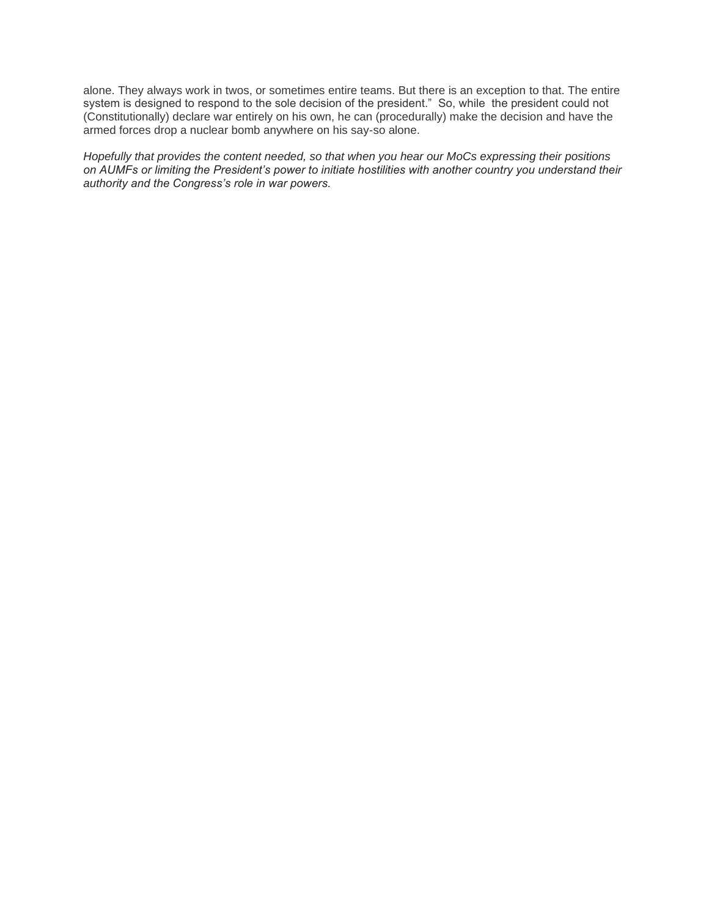alone. They always work in twos, or sometimes entire teams. But there is an exception to that. The entire system is designed to respond to the sole decision of the president." So, while the president could not (Constitutionally) declare war entirely on his own, he can (procedurally) make the decision and have the armed forces drop a nuclear bomb anywhere on his say-so alone.

*Hopefully that provides the content needed, so that when you hear our MoCs expressing their positions on AUMFs or limiting the President's power to initiate hostilities with another country you understand their authority and the Congress's role in war powers.*